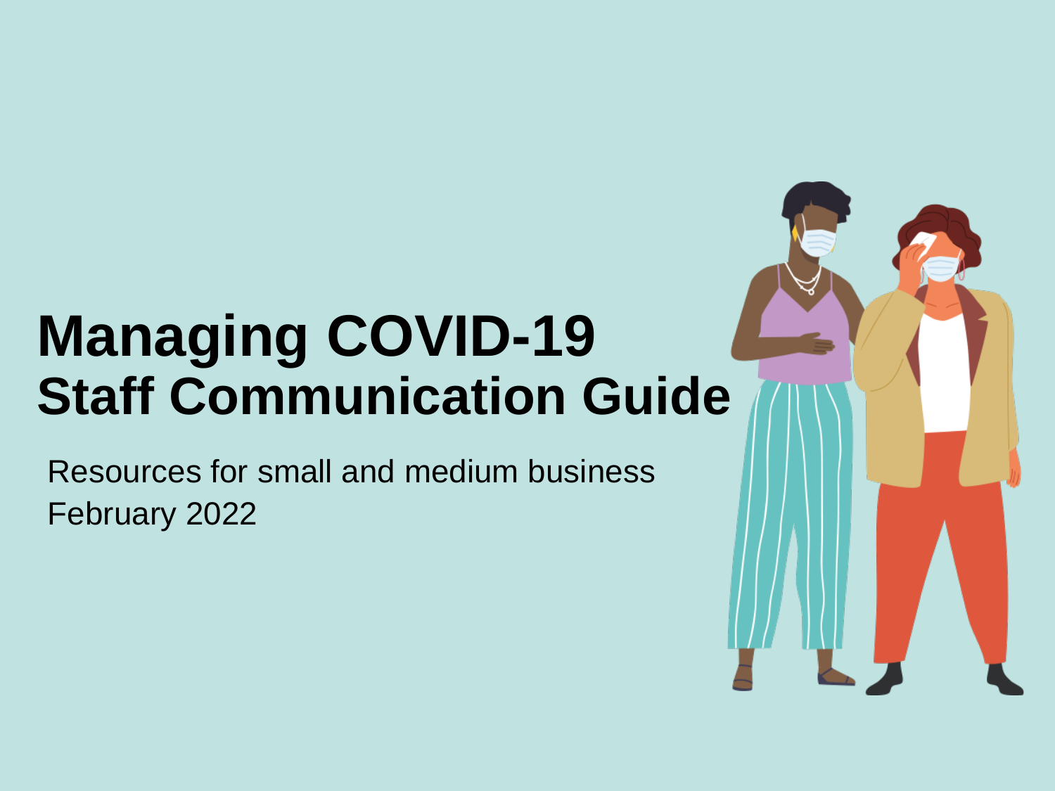# Managing COVID-19
## Staff Communication Guide

Resources for small and medium business
February 2022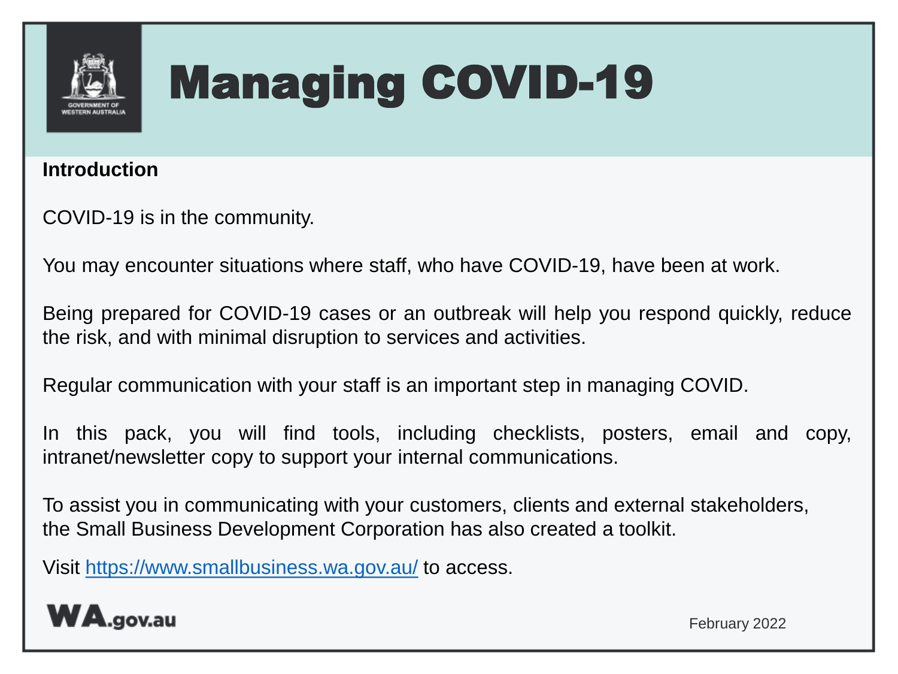# Managing COVID-19

**Introduction**

COVID-19 is in the community.

You may encounter situations where staff, who have COVID-19, have been at work.

Being prepared for COVID-19 cases or an outbreak will help you respond quickly, reduce the risk, and with minimal disruption to services and activities.

Regular communication with your staff is an important step in managing COVID.

In this pack, you will find tools, including checklists, posters, email and copy, intranet/newsletter copy to support your internal communications.

To assist you in communicating with your customers, clients and external stakeholders, the Small Business Development Corporation has also created a toolkit.

Visit https://www.smallbusiness.wa.gov.au/ to access.

February 2022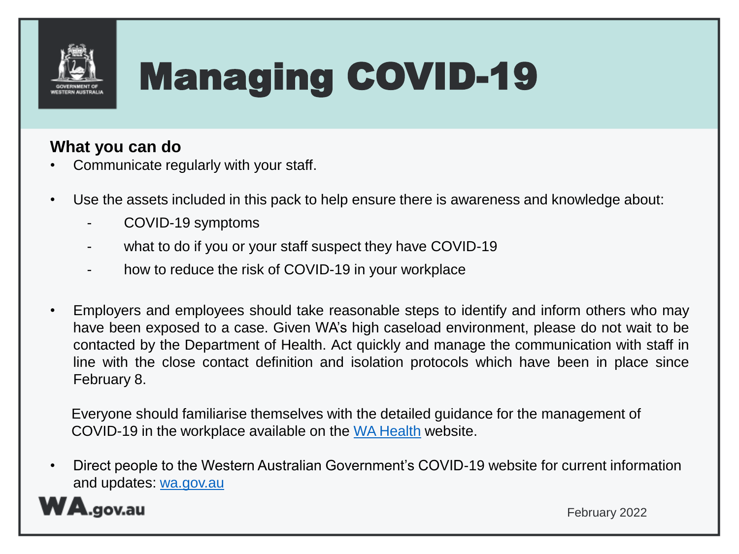# Managing COVID-19

## What you can do

- Communicate regularly with your staff.
- Use the assets included in this pack to help ensure there is awareness and knowledge about:
  - COVID-19 symptoms
  - what to do if you or your staff suspect they have COVID-19
  - how to reduce the risk of COVID-19 in your workplace
- Employers and employees should take reasonable steps to identify and inform others who may have been exposed to a case. Given WA's high caseload environment, please do not wait to be contacted by the Department of Health. Act quickly and manage the communication with staff in line with the close contact definition and isolation protocols which have been in place since February 8.

  Everyone should familiarise themselves with the detailed guidance for the management of COVID-19 in the workplace available on the [WA Health](WA Health) website.
- Direct people to the Western Australian Government's COVID-19 website for current information and updates: [wa.gov.au](wa.gov.au)

February 2022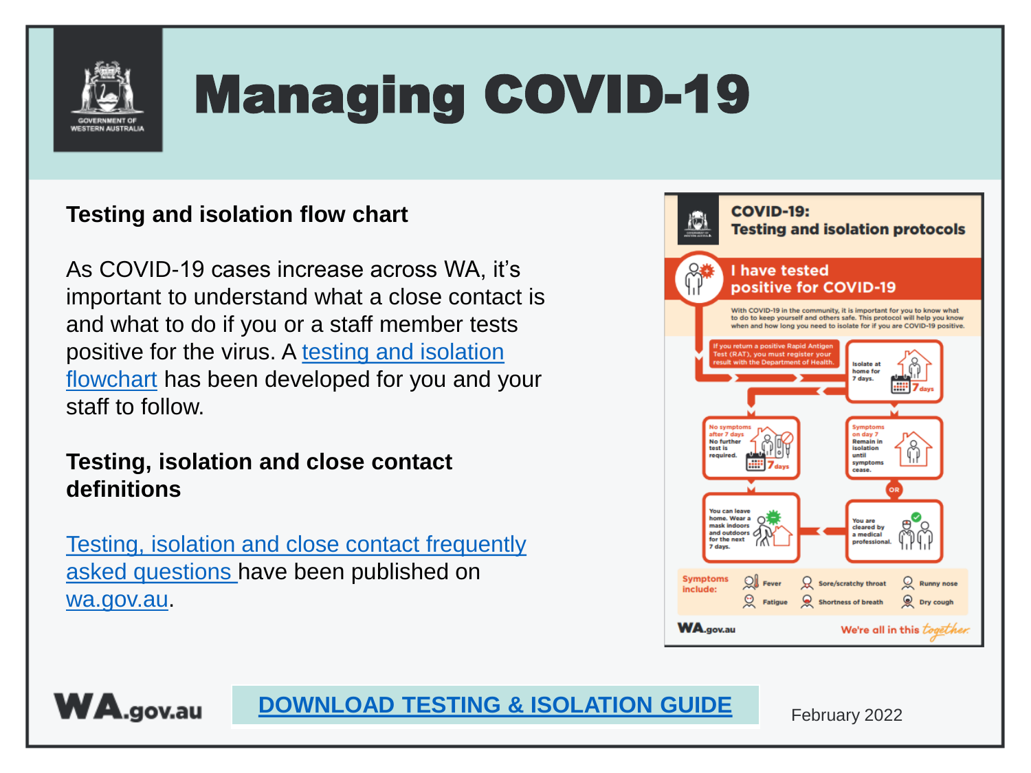# Managing COVID-19

**Testing and isolation flow chart**

As COVID-19 cases increase across WA, it's important to understand what a close contact is and what to do if you or a staff member tests positive for the virus. A testing and isolation flowchart has been developed for you and your staff to follow.

**Testing, isolation and close contact definitions**

Testing, isolation and close contact frequently asked questions have been published on wa.gov.au.

## COVID-19: Testing and isolation protocols

### I have tested positive for COVID-19

With COVID-19 in the community, it is important for you to know what to do to keep yourself and others safe. This protocol will help you know when and how long you need to isolate for if you are COVID-19 positive.

If you return a positive Rapid Antigen Test (RAT), you must register your result with the Department of Health.

Isolate at home for 7 days.

No symptoms after 7 days. No further test is required.

Symptoms on day 7. Remain in isolation until symptoms cease.

OR

You are cleared by a medical professional.

You can leave home. Wear a mask indoors and outdoors for the next 7 days.

Symptoms include: Fever, Sore/scratchy throat, Runny nose, Fatigue, Shortness of breath, Dry cough

We're all in this together.

**DOWNLOAD TESTING & ISOLATION GUIDE**

February 2022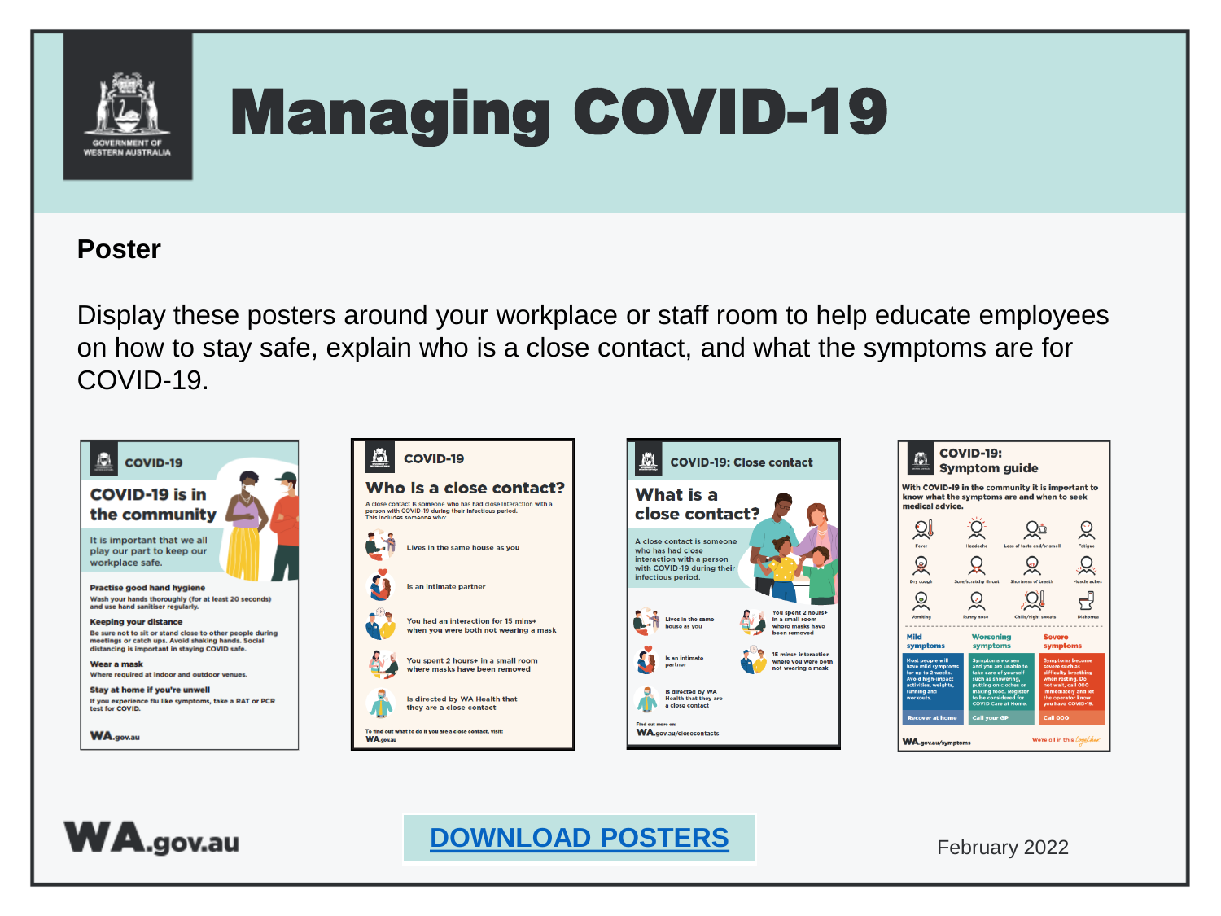# Managing COVID-19

## Poster

Display these posters around your workplace or staff room to help educate employees on how to stay safe, explain who is a close contact, and what the symptoms are for COVID-19.

[DOWNLOAD POSTERS]

February 2022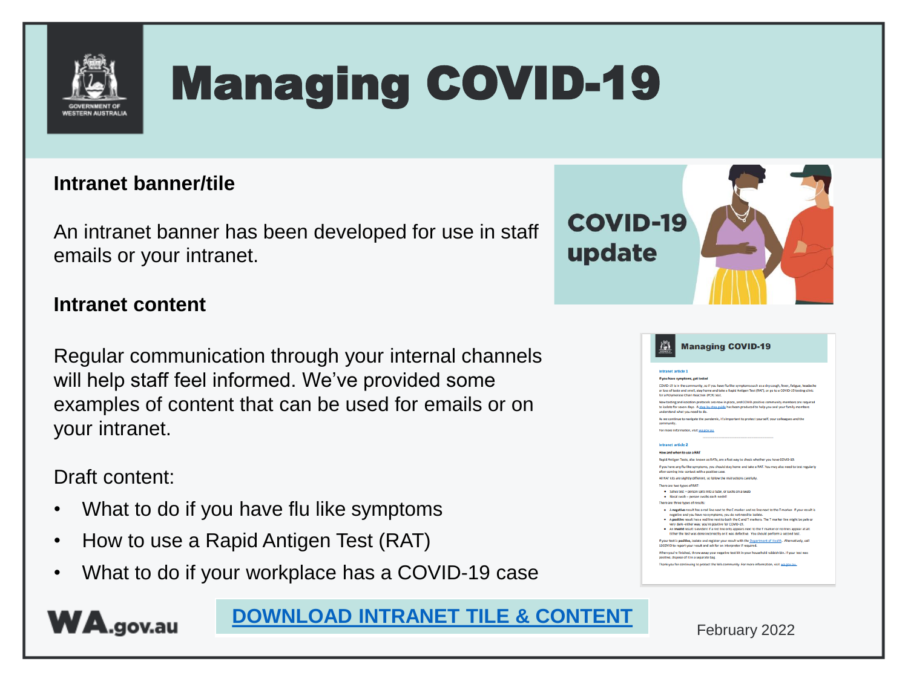# Managing COVID-19

### Intranet banner/tile

An intranet banner has been developed for use in staff emails or your intranet.

### Intranet content

Regular communication through your internal channels will help staff feel informed. We've provided some examples of content that can be used for emails or on your intranet.

Draft content:

- What to do if you have flu like symptoms
- How to use a Rapid Antigen Test (RAT)
- What to do if your workplace has a COVID-19 case

**DOWNLOAD INTRANET TILE & CONTENT**

February 2022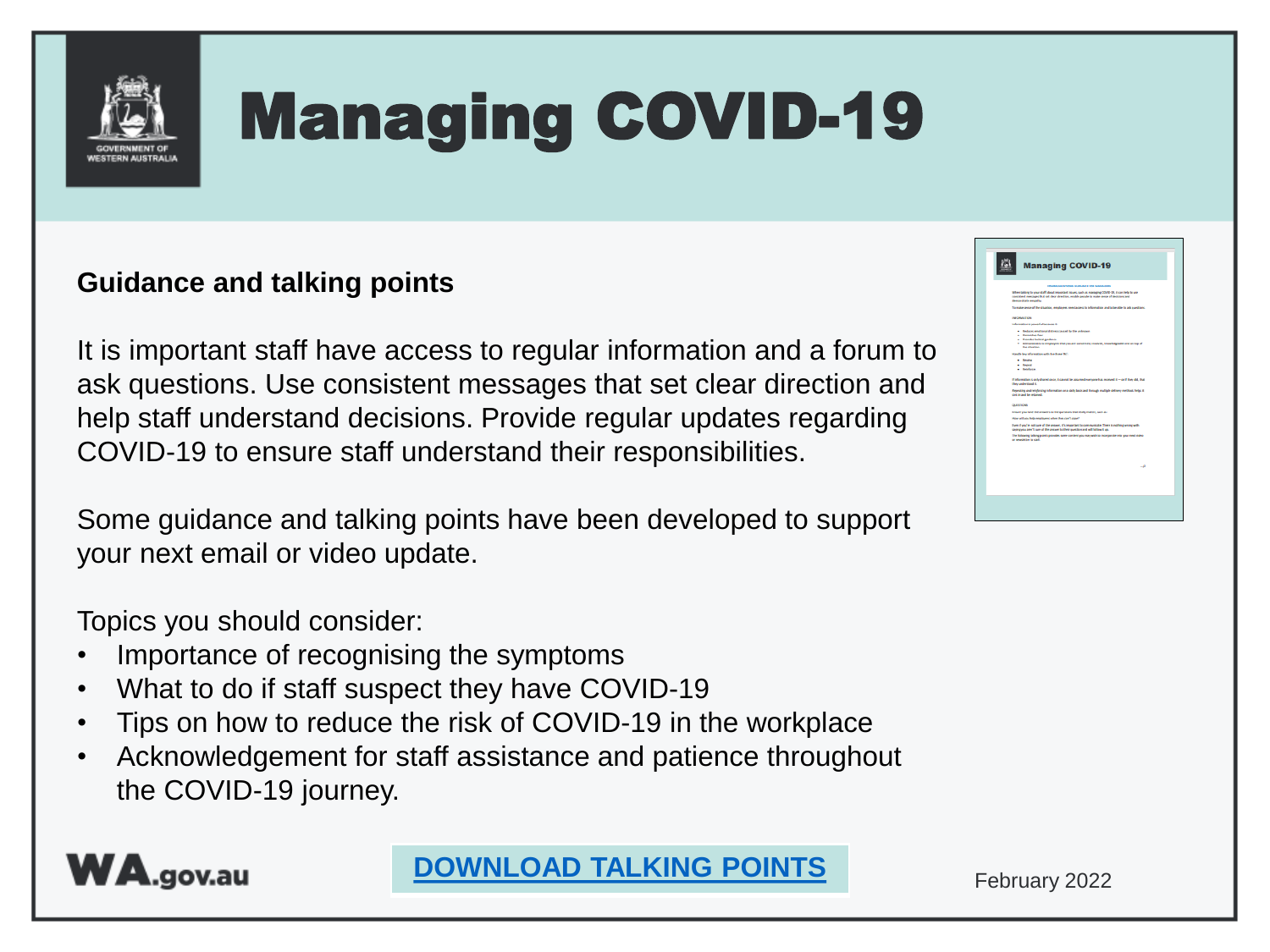# Managing COVID-19

## Guidance and talking points

It is important staff have access to regular information and a forum to ask questions. Use consistent messages that set clear direction and help staff understand decisions. Provide regular updates regarding COVID-19 to ensure staff understand their responsibilities.

Some guidance and talking points have been developed to support your next email or video update.

Topics you should consider:

- Importance of recognising the symptoms
- What to do if staff suspect they have COVID-19
- Tips on how to reduce the risk of COVID-19 in the workplace
- Acknowledgement for staff assistance and patience throughout the COVID-19 journey.

**DOWNLOAD TALKING POINTS**

February 2022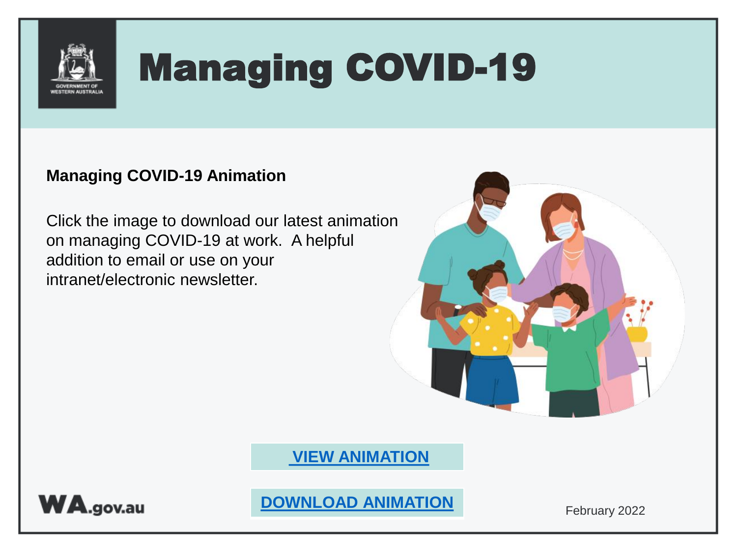# Managing COVID-19

**Managing COVID-19 Animation**

Click the image to download our latest animation on managing COVID-19 at work. A helpful addition to email or use on your intranet/electronic newsletter.

**VIEW ANIMATION**

**DOWNLOAD ANIMATION**

February 2022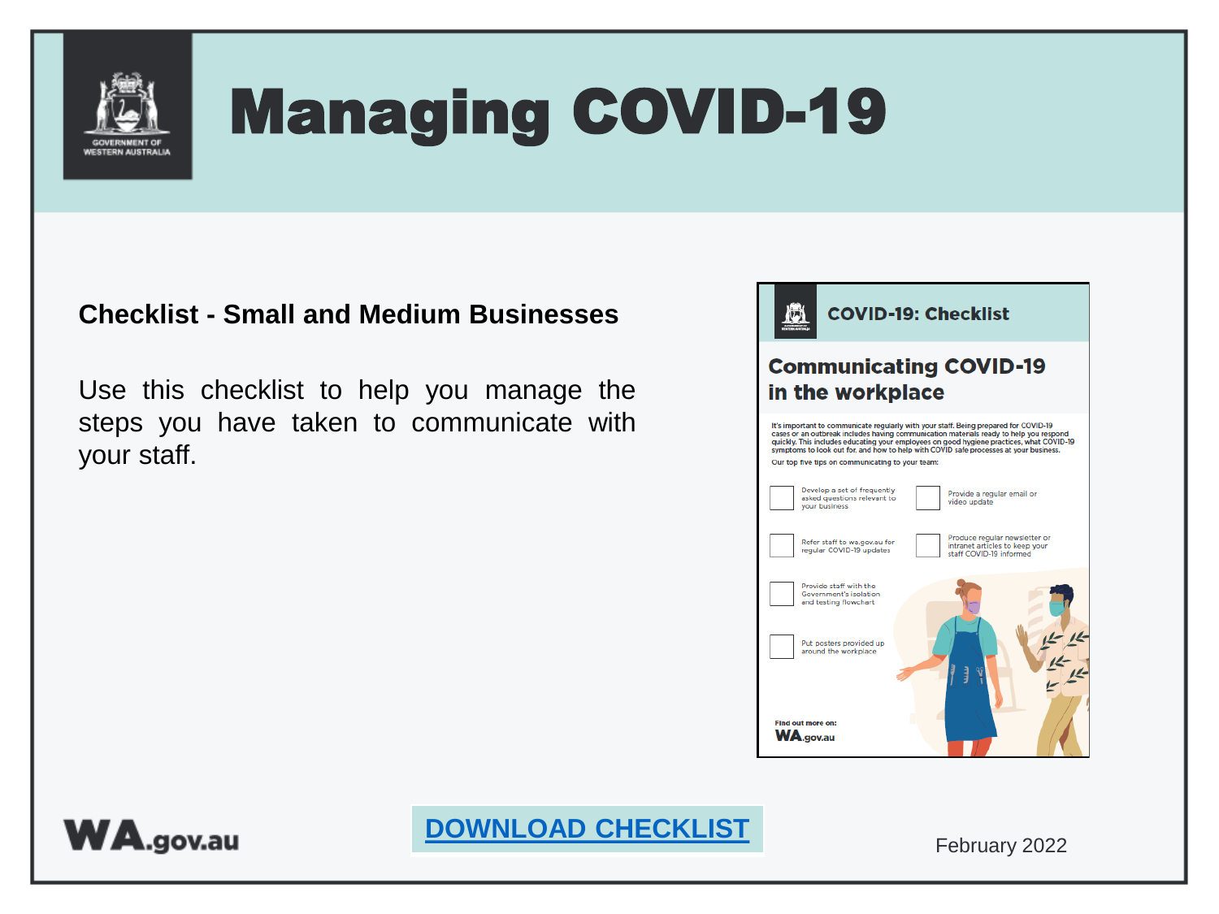# Managing COVID-19

**Checklist - Small and Medium Businesses**

Use this checklist to help you manage the steps you have taken to communicate with your staff.

## COVID-19: Checklist

### Communicating COVID-19 in the workplace

It's important to communicate regularly with your staff. Being prepared for COVID-19 cases or an outbreak includes having communication materials ready to help you respond quickly. This includes educating your employees on good hygiene practices, what COVID-19 symptoms to look out for, and how to help with COVID safe processes at your business.

Our top five tips on communicating to your team:

- [ ] Develop a set of frequently asked questions relevant to your business
- [ ] Provide a regular email or video update
- [ ] Refer staff to wa.gov.au for regular COVID-19 updates
- [ ] Produce regular newsletter or intranet articles to keep your staff COVID-19 informed
- [ ] Provide staff with the Government's isolation and testing flowchart
- [ ] Put posters provided up around the workplace

Find out more on: WA.gov.au

**DOWNLOAD CHECKLIST**

February 2022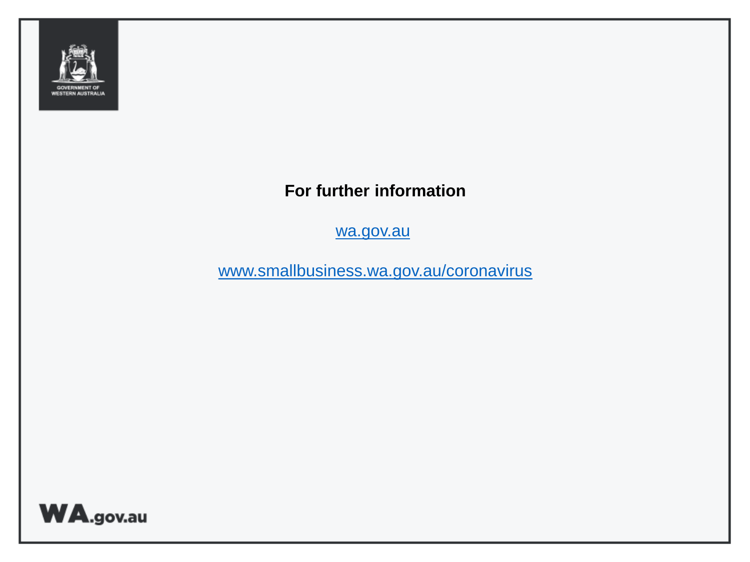**For further information**

[wa.gov.au](https://wa.gov.au)

[www.smallbusiness.wa.gov.au/coronavirus](https://www.smallbusiness.wa.gov.au/coronavirus)